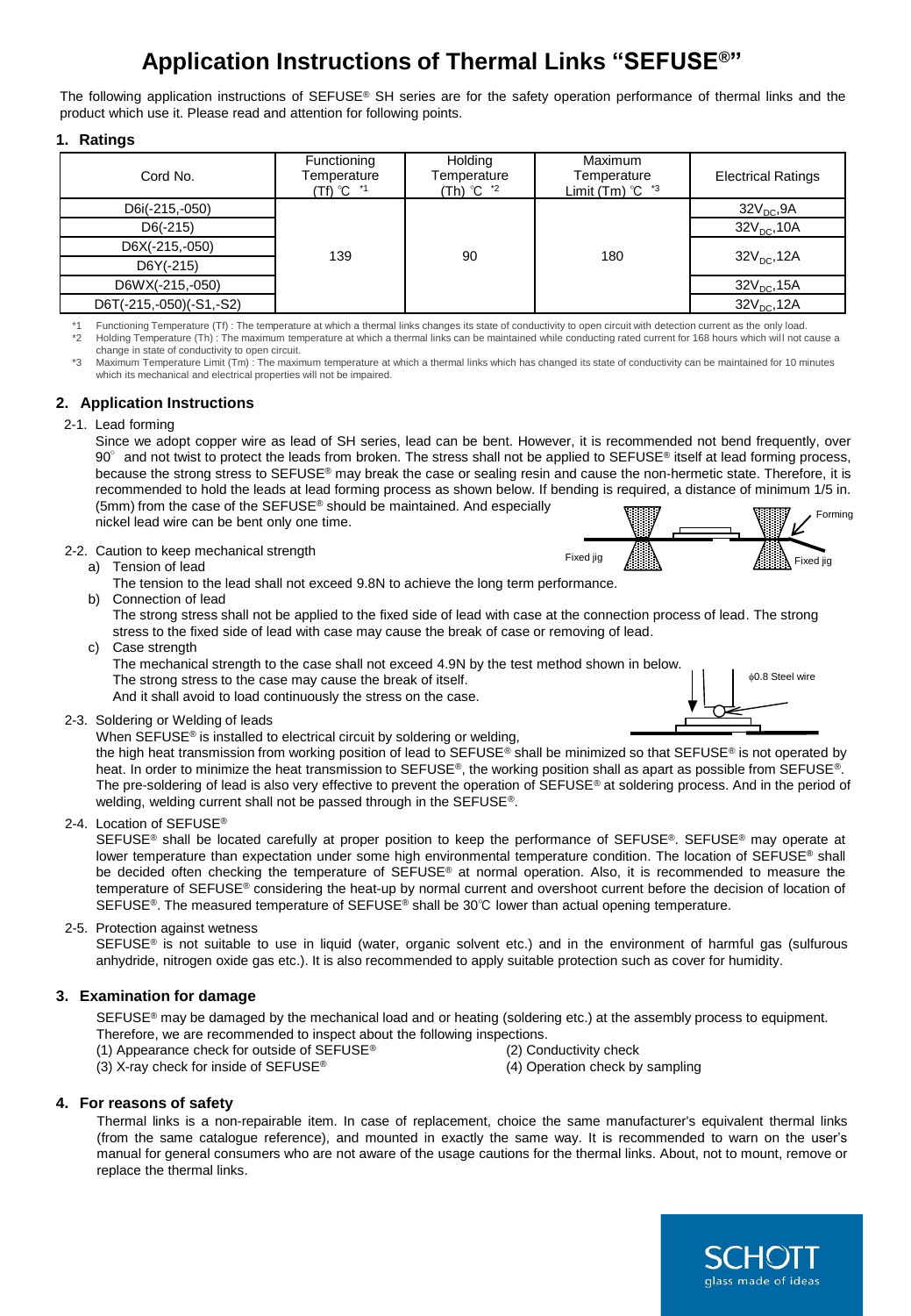# Application Instructions of Thermal Links "SEFUSE®"

The following application instructions of SEFUSE® SH series are for the safety operation performance of thermal links and the product which use it. Please read and attention for following points.

## 1. Ratings

| Cord No. | Functioning Temperature (Tf) ℃ *1 | Holding Temperature (Th) ℃ *2 | Maximum Temperature Limit (Tm) ℃ *3 | Electrical Ratings |
|---|---|---|---|---|
| D6i(-215,-050) | 139 | 90 | 180 | $32V_{DC}$,9A |
| D6(-215) | | | | $32V_{DC}$,10A |
| D6X(-215,-050) | | | | $32V_{DC}$,12A |
| D6Y(-215) | | | | |
| D6WX(-215,-050) | | | | $32V_{DC}$,15A |
| D6T(-215,-050)(-S1,-S2) | | | | $32V_{DC}$,12A |

*1 Functioning Temperature (Tf) : The temperature at which a thermal links changes its state of conductivity to open circuit with detection current as the only load.
*2 Holding Temperature (Th) : The maximum temperature at which a thermal links can be maintained while conducting rated current for 168 hours which will not cause a change in state of conductivity to open circuit.
*3 Maximum Temperature Limit (Tm) : The maximum temperature at which a thermal links which has changed its state of conductivity can be maintained for 10 minutes which its mechanical and electrical properties will not be impaired.

## 2. Application Instructions

2-1. Lead forming

Since we adopt copper wire as lead of SH series, lead can be bent. However, it is recommended not bend frequently, over 90° and not twist to protect the leads from broken. The stress shall not be applied to SEFUSE® itself at lead forming process, because the strong stress to SEFUSE® may break the case or sealing resin and cause the non-hermetic state. Therefore, it is recommended to hold the leads at lead forming process as shown below. If bending is required, a distance of minimum 1/5 in. (5mm) from the case of the SEFUSE® should be maintained. And especially nickel lead wire can be bent only one time.

Fixed jig — Forming — Fixed jig

2-2. Caution to keep mechanical strength

a) Tension of lead
The tension to the lead shall not exceed 9.8N to achieve the long term performance.

b) Connection of lead
The strong stress shall not be applied to the fixed side of lead with case at the connection process of lead. The strong stress to the fixed side of lead with case may cause the break of case or removing of lead.

c) Case strength
The mechanical strength to the case shall not exceed 4.9N by the test method shown in below.
The strong stress to the case may cause the break of itself.
And it shall avoid to load continuously the stress on the case.

ϕ0.8 Steel wire

2-3. Soldering or Welding of leads

When SEFUSE® is installed to electrical circuit by soldering or welding, the high heat transmission from working position of lead to SEFUSE® shall be minimized so that SEFUSE® is not operated by heat. In order to minimize the heat transmission to SEFUSE®, the working position shall as apart as possible from SEFUSE®. The pre-soldering of lead is also very effective to prevent the operation of SEFUSE® at soldering process. And in the period of welding, welding current shall not be passed through in the SEFUSE®.

2-4. Location of SEFUSE®

SEFUSE® shall be located carefully at proper position to keep the performance of SEFUSE®. SEFUSE® may operate at lower temperature than expectation under some high environmental temperature condition. The location of SEFUSE® shall be decided often checking the temperature of SEFUSE® at normal operation. Also, it is recommended to measure the temperature of SEFUSE® considering the heat-up by normal current and overshoot current before the decision of location of SEFUSE®. The measured temperature of SEFUSE® shall be 30℃ lower than actual opening temperature.

2-5. Protection against wetness

SEFUSE® is not suitable to use in liquid (water, organic solvent etc.) and in the environment of harmful gas (sulfurous anhydride, nitrogen oxide gas etc.). It is also recommended to apply suitable protection such as cover for humidity.

## 3. Examination for damage

SEFUSE® may be damaged by the mechanical load and or heating (soldering etc.) at the assembly process to equipment. Therefore, we are recommended to inspect about the following inspections.

(1) Appearance check for outside of SEFUSE®
(2) Conductivity check
(3) X-ray check for inside of SEFUSE®
(4) Operation check by sampling

## 4. For reasons of safety

Thermal links is a non-repairable item. In case of replacement, choice the same manufacturer's equivalent thermal links (from the same catalogue reference), and mounted in exactly the same way. It is recommended to warn on the user's manual for general consumers who are not aware of the usage cautions for the thermal links. About, not to mount, remove or replace the thermal links.

SCHOTT
glass made of ideas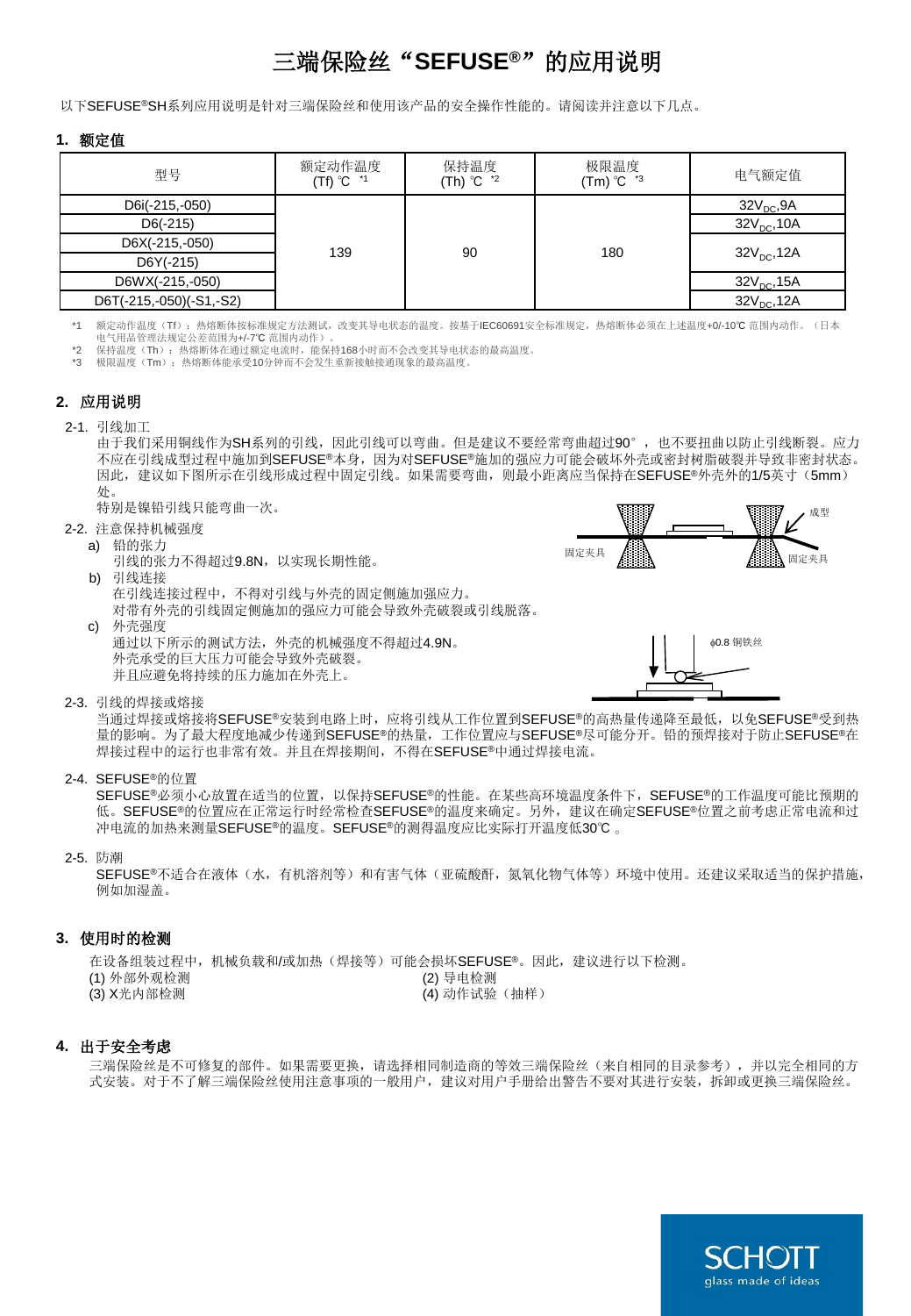# 三端保险丝“SEFUSE®”的应用说明

以下SEFUSE®SH系列应用说明是针对三端保险丝和使用该产品的安全操作性能的。请阅读并注意以下几点。

## 1. 额定值

| 型号 | 额定动作温度 (Tf) ℃ *1 | 保持温度 (Th) ℃ *2 | 极限温度 (Tm) ℃ *3 | 电气额定值 |
|---|---|---|---|---|
| D6i(-215,-050) | 139 | 90 | 180 | $32V_{DC}$,9A |
| D6(-215) | | | | $32V_{DC}$,10A |
| D6X(-215,-050) | | | | $32V_{DC}$,12A |
| D6Y(-215) | | | | |
| D6WX(-215,-050) | | | | $32V_{DC}$,15A |
| D6T(-215,-050)(-S1,-S2) | | | | $32V_{DC}$,12A |

*1　额定动作温度（Tf）：热熔断体按标准规定方法测试，改变其导电状态的温度。按基于IEC60691安全标准规定，热熔断体必须在上述温度+0/-10℃ 范围内动作。（日本电气用品管理法规定公差范围为+/-7℃ 范围内动作）。

*2　保持温度（Th）：热熔断体在通过额定电流时，能保持168小时而不会改变其导电状态的最高温度。

*3　极限温度（Tm）：热熔断体能承受10分钟而不会发生重新接触接通现象的最高温度。

## 2. 应用说明

2-1. 引线加工

由于我们采用铜线作为SH系列的引线，因此引线可以弯曲。但是建议不要经常弯曲超过90°，也不要扭曲以防止引线断裂。应力不应在引线成型过程中施加到SEFUSE®本身，因为对SEFUSE®施加的强应力可能会破坏外壳或密封树脂破裂并导致非密封状态。因此，建议如下图所示在引线形成过程中固定引线。如果需要弯曲，则最小距离应当保持在SEFUSE®外壳外的1/5英寸（5mm）处。

特别是镍铅引线只能弯曲一次。

固定夹具　成型　固定夹具

2-2. 注意保持机械强度

a) 铅的张力

引线的张力不得超过9.8N，以实现长期性能。

b) 引线连接

在引线连接过程中，不得对引线与外壳的固定侧施加强应力。

对带有外壳的引线固定侧施加的强应力可能会导致外壳破裂或引线脱落。

c) 外壳强度

通过以下所示的测试方法，外壳的机械强度不得超过4.9N。

外壳承受的巨大压力可能会导致外壳破裂。

并且应避免将持续的压力施加在外壳上。

ϕ0.8 钢铁丝

2-3. 引线的焊接或熔接

当通过焊接或熔接将SEFUSE®安装到电路上时，应将引线从工作位置到SEFUSE®的高热量传递降至最低，以免SEFUSE®受到热量的影响。为了最大程度地减少传递到SEFUSE®的热量，工作位置应与SEFUSE®尽可能分开。铅的预焊接对于防止SEFUSE®在焊接过程中的运行也非常有效。并且在焊接期间，不得在SEFUSE®中通过焊接电流。

2-4. SEFUSE®的位置

SEFUSE®必须小心放置在适当的位置，以保持SEFUSE®的性能。在某些高环境温度条件下，SEFUSE®的工作温度可能比预期的低。SEFUSE®的位置应在正常运行时经常检查SEFUSE®的温度来确定。另外，建议在确定SEFUSE®位置之前考虑正常电流和过冲电流的加热来测量SEFUSE®的温度。SEFUSE®的测得温度应比实际打开温度低30℃ 。

2-5. 防潮

SEFUSE®不适合在液体（水，有机溶剂等）和有害气体（亚硫酸酐，氮氧化物气体等）环境中使用。还建议采取适当的保护措施，例如加湿盖。

## 3. 使用时的检测

在设备组装过程中，机械负载和/或加热（焊接等）可能会损坏SEFUSE®。因此，建议进行以下检测。

(1) 外部外观检测
(2) 导电检测
(3) X光内部检测
(4) 动作试验（抽样）

## 4. 出于安全考虑

三端保险丝是不可修复的部件。如果需要更换，请选择相同制造商的等效三端保险丝（来自相同的目录参考），并以完全相同的方式安装。对于不了解三端保险丝使用注意事项的一般用户，建议对用户手册给出警告不要对其进行安装，拆卸或更换三端保险丝。

SCHOTT
glass made of ideas